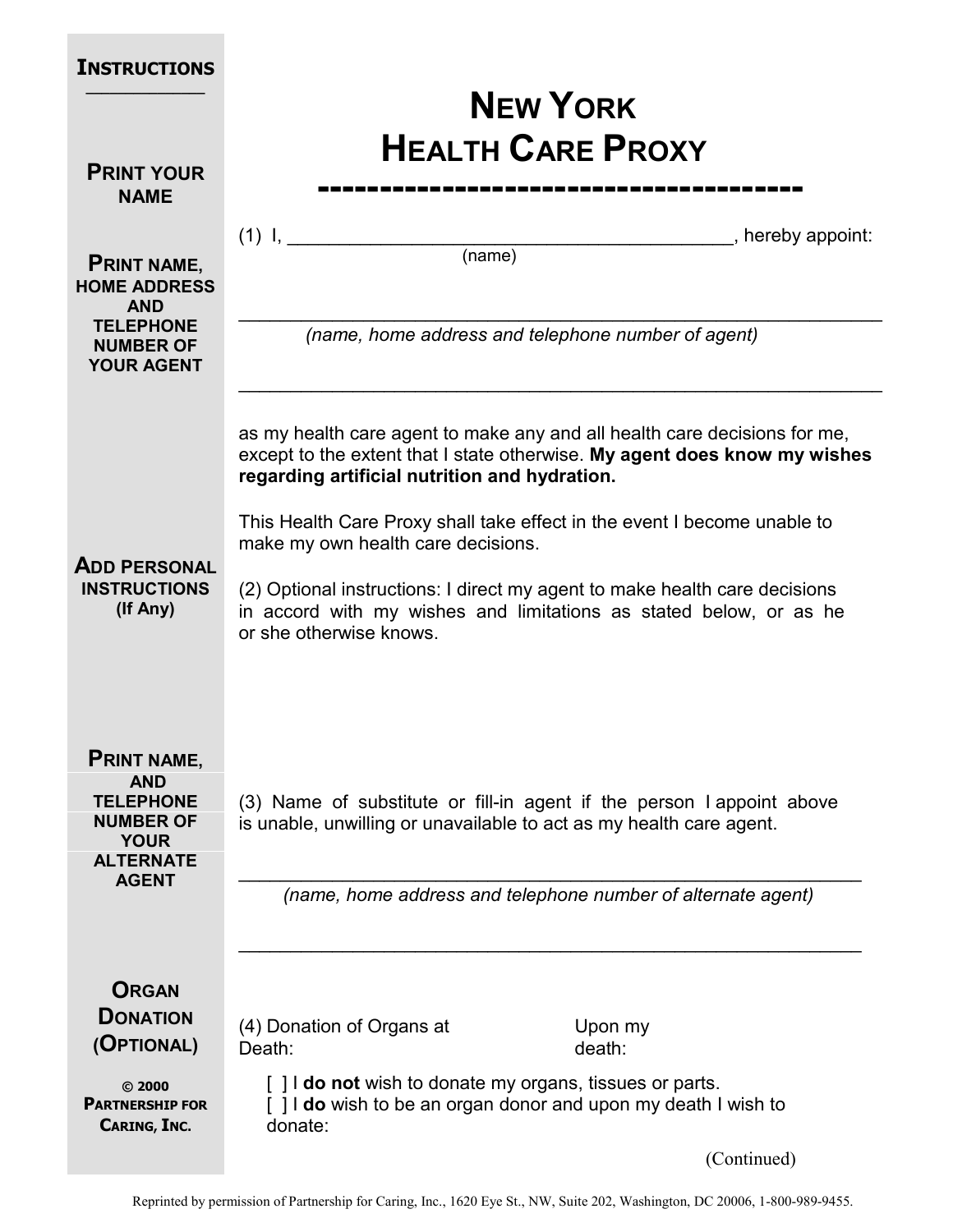# NEW YORK HEALTH CARE PROXY

**INSTRUCTIONS**

**PRINT YOUR NAME**

(1) I, ____________________________________________, hereby appoint:
(name)

**PRINT NAME, HOME ADDRESS AND TELEPHONE NUMBER OF YOUR AGENT**

______________________________________________________________
*(name, home address and telephone number of agent)*

______________________________________________________________

as my health care agent to make any and all health care decisions for me, except to the extent that I state otherwise. **My agent does know my wishes regarding artificial nutrition and hydration.**

This Health Care Proxy shall take effect in the event I become unable to make my own health care decisions.

**ADD PERSONAL INSTRUCTIONS (If Any)**

(2) Optional instructions: I direct my agent to make health care decisions in accord with my wishes and limitations as stated below, or as he or she otherwise knows.

**PRINT NAME, AND TELEPHONE NUMBER OF YOUR ALTERNATE AGENT**

(3) Name of substitute or fill-in agent if the person I appoint above is unable, unwilling or unavailable to act as my health care agent.

______________________________________________________________
*(name, home address and telephone number of alternate agent)*

______________________________________________________________

**ORGAN DONATION (OPTIONAL)**

(4) Donation of Organs at Death:

Upon my death:

[ ] I **do not** wish to donate my organs, tissues or parts.
[ ] I **do** wish to be an organ donor and upon my death I wish to donate:

(Continued)

© 2000 PARTNERSHIP FOR CARING, INC.

Reprinted by permission of Partnership for Caring, Inc., 1620 Eye St., NW, Suite 202, Washington, DC 20006, 1-800-989-9455.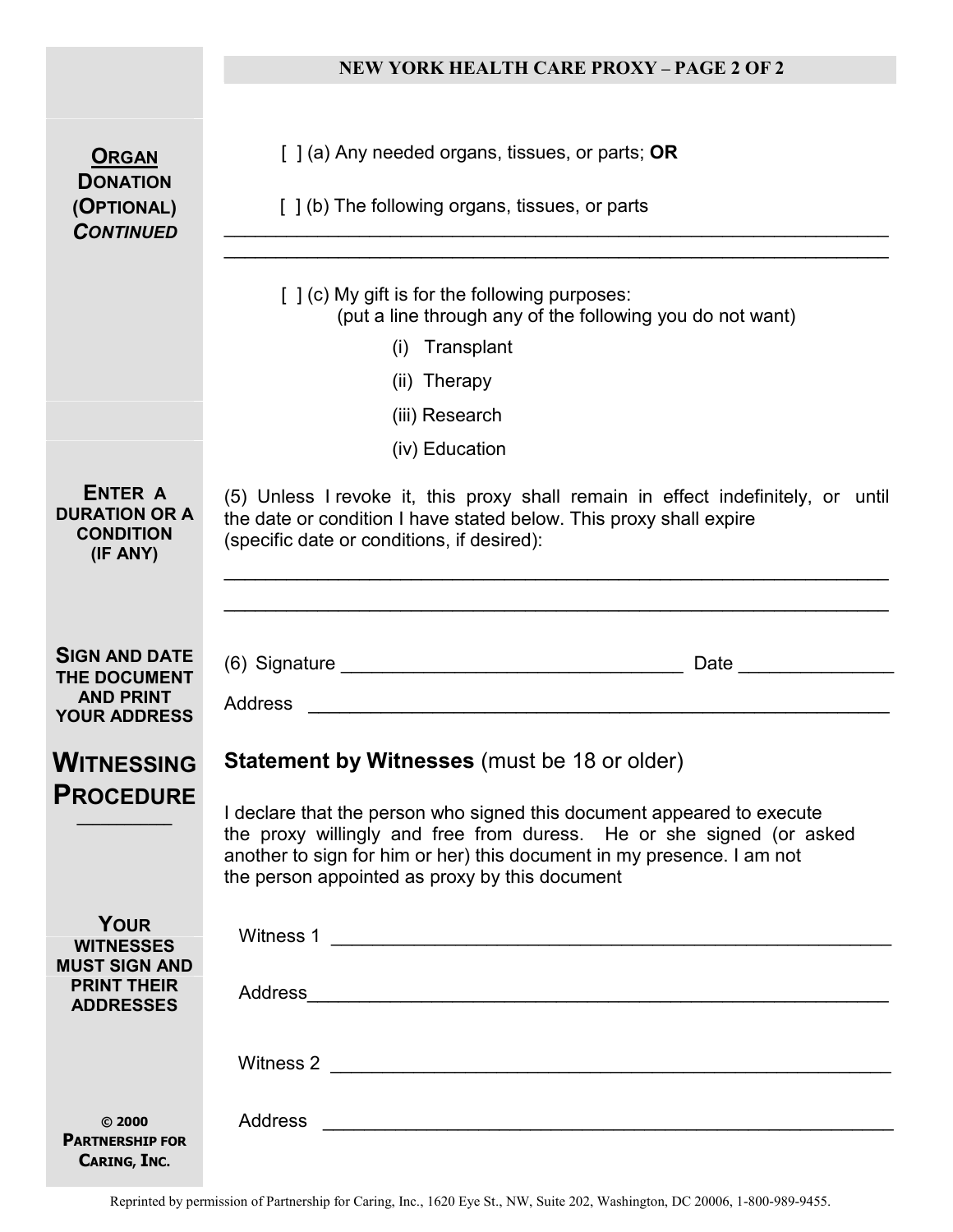**ORGAN DONATION (OPTIONAL) *CONTINUED***

[ ] (a) Any needed organs, tissues, or parts; **OR**

[ ] (b) The following organs, tissues, or parts

_______________________________________________________________

_______________________________________________________________

[ ] (c) My gift is for the following purposes:
(put a line through any of the following you do not want)

(i) Transplant

(ii) Therapy

(iii) Research

(iv) Education

**ENTER A DURATION OR A CONDITION (IF ANY)**

(5) Unless I revoke it, this proxy shall remain in effect indefinitely, or until the date or condition I have stated below. This proxy shall expire (specific date or conditions, if desired):

_______________________________________________________________

_______________________________________________________________

**SIGN AND DATE THE DOCUMENT AND PRINT YOUR ADDRESS**

(6) Signature _________________________________ Date _______________

Address _______________________________________________________

## WITNESSING PROCEDURE

**Statement by Witnesses** (must be 18 or older)

I declare that the person who signed this document appeared to execute the proxy willingly and free from duress. He or she signed (or asked another to sign for him or her) this document in my presence. I am not the person appointed as proxy by this document

**YOUR WITNESSES MUST SIGN AND PRINT THEIR ADDRESSES**

Witness 1 _____________________________________________________

Address_______________________________________________________

Witness 2 _____________________________________________________

Address _______________________________________________________

© 2000 PARTNERSHIP FOR CARING, INC.

Reprinted by permission of Partnership for Caring, Inc., 1620 Eye St., NW, Suite 202, Washington, DC 20006, 1-800-989-9455.